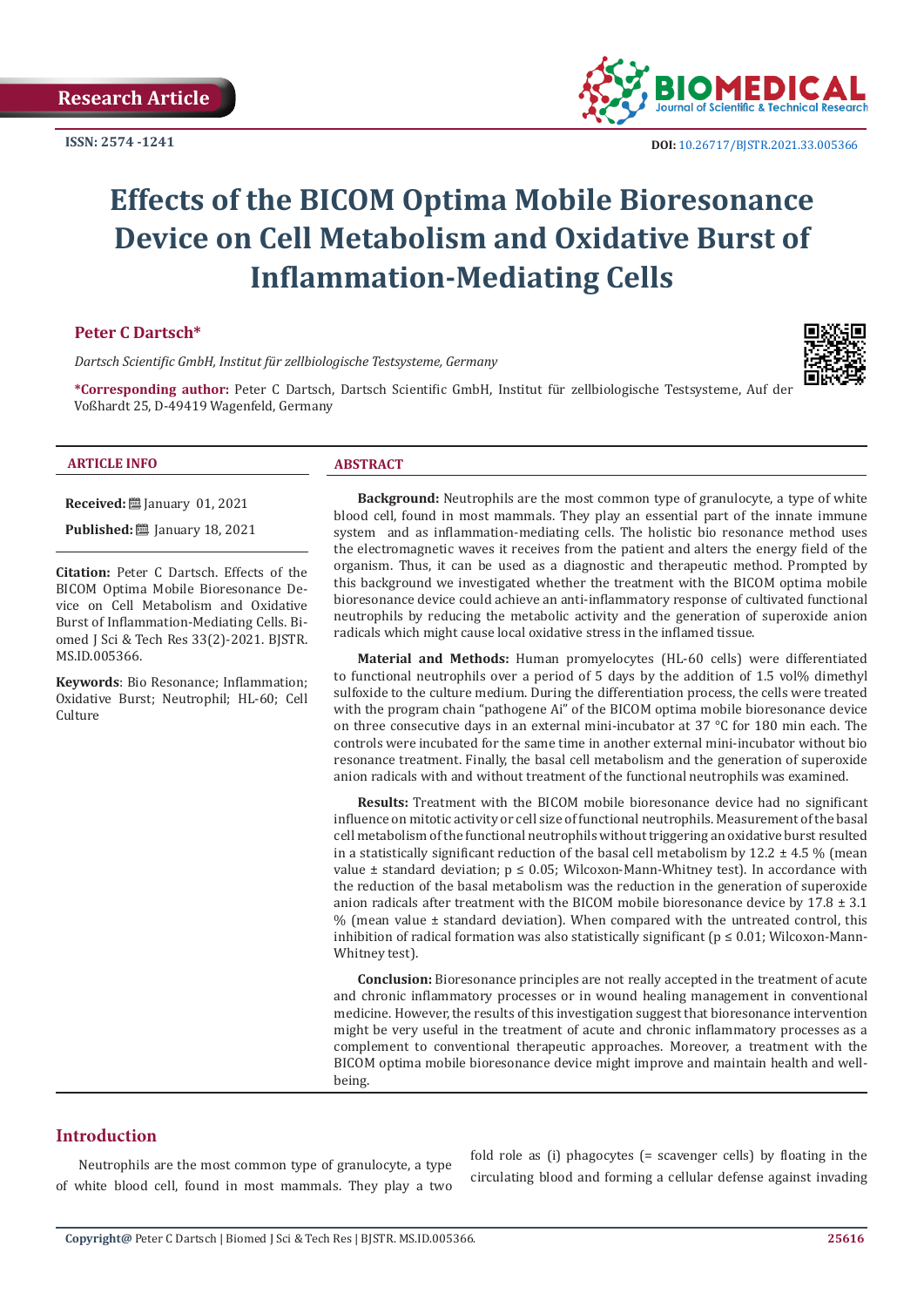Research Article

ISSN: 2574 -1241

DOI: 10.26717/BJSTR.2021.33.005366

# Effects of the BICOM Optima Mobile Bioresonance Device on Cell Metabolism and Oxidative Burst of Inflammation-Mediating Cells

**Peter C Dartsch***

*Dartsch Scientific GmbH, Institut für zellbiologische Testsysteme, Germany*

***Corresponding author:** Peter C Dartsch, Dartsch Scientific GmbH, Institut für zellbiologische Testsysteme, Auf der Voßhardt 25, D-49419 Wagenfeld, Germany

## ARTICLE INFO

**Received:** January 01, 2021

**Published:** January 18, 2021

**Citation:** Peter C Dartsch. Effects of the BICOM Optima Mobile Bioresonance Device on Cell Metabolism and Oxidative Burst of Inflammation-Mediating Cells. Biomed J Sci & Tech Res 33(2)-2021. BJSTR. MS.ID.005366.

**Keywords**: Bio Resonance; Inflammation; Oxidative Burst; Neutrophil; HL-60; Cell Culture

## ABSTRACT

**Background:** Neutrophils are the most common type of granulocyte, a type of white blood cell, found in most mammals. They play an essential part of the innate immune system and as inflammation-mediating cells. The holistic bio resonance method uses the electromagnetic waves it receives from the patient and alters the energy field of the organism. Thus, it can be used as a diagnostic and therapeutic method. Prompted by this background we investigated whether the treatment with the BICOM optima mobile bioresonance device could achieve an anti-inflammatory response of cultivated functional neutrophils by reducing the metabolic activity and the generation of superoxide anion radicals which might cause local oxidative stress in the inflamed tissue.

**Material and Methods:** Human promyelocytes (HL-60 cells) were differentiated to functional neutrophils over a period of 5 days by the addition of 1.5 vol% dimethyl sulfoxide to the culture medium. During the differentiation process, the cells were treated with the program chain "pathogene Ai" of the BICOM optima mobile bioresonance device on three consecutive days in an external mini-incubator at 37 °C for 180 min each. The controls were incubated for the same time in another external mini-incubator without bio resonance treatment. Finally, the basal cell metabolism and the generation of superoxide anion radicals with and without treatment of the functional neutrophils was examined.

**Results:** Treatment with the BICOM mobile bioresonance device had no significant influence on mitotic activity or cell size of functional neutrophils. Measurement of the basal cell metabolism of the functional neutrophils without triggering an oxidative burst resulted in a statistically significant reduction of the basal cell metabolism by 12.2 ± 4.5 % (mean value ± standard deviation; $p \leq 0.05$; Wilcoxon-Mann-Whitney test). In accordance with the reduction of the basal metabolism was the reduction in the generation of superoxide anion radicals after treatment with the BICOM mobile bioresonance device by 17.8 ± 3.1 % (mean value ± standard deviation). When compared with the untreated control, this inhibition of radical formation was also statistically significant ($p \leq 0.01$; Wilcoxon-Mann-Whitney test).

**Conclusion:** Bioresonance principles are not really accepted in the treatment of acute and chronic inflammatory processes or in wound healing management in conventional medicine. However, the results of this investigation suggest that bioresonance intervention might be very useful in the treatment of acute and chronic inflammatory processes as a complement to conventional therapeutic approaches. Moreover, a treatment with the BICOM optima mobile bioresonance device might improve and maintain health and well-being.

## Introduction

Neutrophils are the most common type of granulocyte, a type of white blood cell, found in most mammals. They play a two fold role as (i) phagocytes (= scavenger cells) by floating in the circulating blood and forming a cellular defense against invading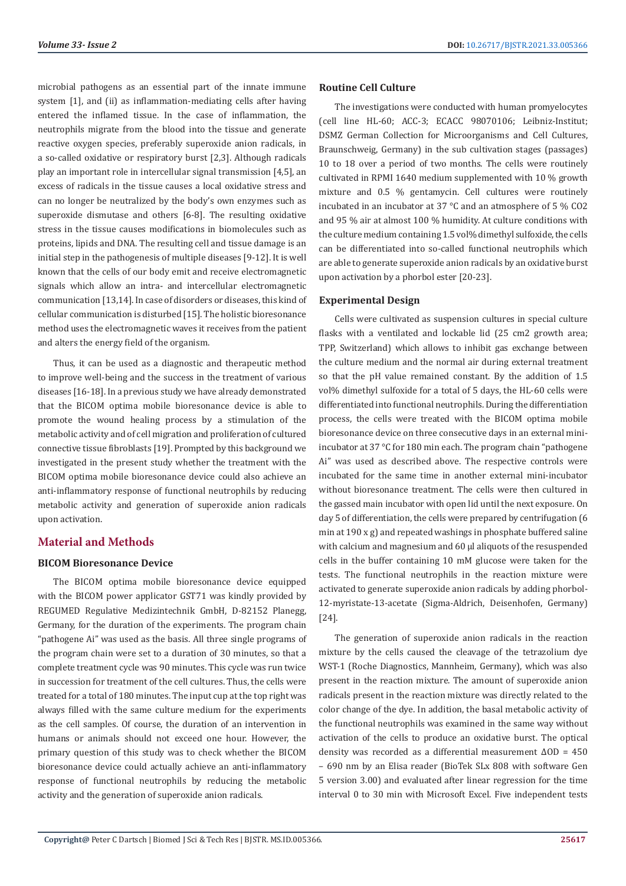microbial pathogens as an essential part of the innate immune system [1], and (ii) as inflammation-mediating cells after having entered the inflamed tissue. In the case of inflammation, the neutrophils migrate from the blood into the tissue and generate reactive oxygen species, preferably superoxide anion radicals, in a so-called oxidative or respiratory burst [2,3]. Although radicals play an important role in intercellular signal transmission [4,5], an excess of radicals in the tissue causes a local oxidative stress and can no longer be neutralized by the body's own enzymes such as superoxide dismutase and others [6-8]. The resulting oxidative stress in the tissue causes modifications in biomolecules such as proteins, lipids and DNA. The resulting cell and tissue damage is an initial step in the pathogenesis of multiple diseases [9-12]. It is well known that the cells of our body emit and receive electromagnetic signals which allow an intra- and intercellular electromagnetic communication [13,14]. In case of disorders or diseases, this kind of cellular communication is disturbed [15]. The holistic bioresonance method uses the electromagnetic waves it receives from the patient and alters the energy field of the organism.

Thus, it can be used as a diagnostic and therapeutic method to improve well-being and the success in the treatment of various diseases [16-18]. In a previous study we have already demonstrated that the BICOM optima mobile bioresonance device is able to promote the wound healing process by a stimulation of the metabolic activity and of cell migration and proliferation of cultured connective tissue fibroblasts [19]. Prompted by this background we investigated in the present study whether the treatment with the BICOM optima mobile bioresonance device could also achieve an anti-inflammatory response of functional neutrophils by reducing metabolic activity and generation of superoxide anion radicals upon activation.

## Material and Methods

### BICOM Bioresonance Device

The BICOM optima mobile bioresonance device equipped with the BICOM power applicator GST71 was kindly provided by REGUMED Regulative Medizintechnik GmbH, D-82152 Planegg, Germany, for the duration of the experiments. The program chain "pathogene Ai" was used as the basis. All three single programs of the program chain were set to a duration of 30 minutes, so that a complete treatment cycle was 90 minutes. This cycle was run twice in succession for treatment of the cell cultures. Thus, the cells were treated for a total of 180 minutes. The input cup at the top right was always filled with the same culture medium for the experiments as the cell samples. Of course, the duration of an intervention in humans or animals should not exceed one hour. However, the primary question of this study was to check whether the BICOM bioresonance device could actually achieve an anti-inflammatory response of functional neutrophils by reducing the metabolic activity and the generation of superoxide anion radicals.

### Routine Cell Culture

The investigations were conducted with human promyelocytes (cell line HL-60; ACC-3; ECACC 98070106; Leibniz-Institut; DSMZ German Collection for Microorganisms and Cell Cultures, Braunschweig, Germany) in the sub cultivation stages (passages) 10 to 18 over a period of two months. The cells were routinely cultivated in RPMI 1640 medium supplemented with 10 % growth mixture and 0.5 % gentamycin. Cell cultures were routinely incubated in an incubator at 37 °C and an atmosphere of 5 % $CO_2$ and 95 % air at almost 100 % humidity. At culture conditions with the culture medium containing 1.5 vol% dimethyl sulfoxide, the cells can be differentiated into so-called functional neutrophils which are able to generate superoxide anion radicals by an oxidative burst upon activation by a phorbol ester [20-23].

### Experimental Design

Cells were cultivated as suspension cultures in special culture flasks with a ventilated and lockable lid (25 $cm^2$ growth area; TPP, Switzerland) which allows to inhibit gas exchange between the culture medium and the normal air during external treatment so that the pH value remained constant. By the addition of 1.5 vol% dimethyl sulfoxide for a total of 5 days, the HL-60 cells were differentiated into functional neutrophils. During the differentiation process, the cells were treated with the BICOM optima mobile bioresonance device on three consecutive days in an external mini-incubator at 37 °C for 180 min each. The program chain "pathogene Ai" was used as described above. The respective controls were incubated for the same time in another external mini-incubator without bioresonance treatment. The cells were then cultured in the gassed main incubator with open lid until the next exposure. On day 5 of differentiation, the cells were prepared by centrifugation (6 min at 190 x g) and repeated washings in phosphate buffered saline with calcium and magnesium and 60 µl aliquots of the resuspended cells in the buffer containing 10 mM glucose were taken for the tests. The functional neutrophils in the reaction mixture were activated to generate superoxide anion radicals by adding phorbol-12-myristate-13-acetate (Sigma-Aldrich, Deisenhofen, Germany) [24].

The generation of superoxide anion radicals in the reaction mixture by the cells caused the cleavage of the tetrazolium dye WST-1 (Roche Diagnostics, Mannheim, Germany), which was also present in the reaction mixture. The amount of superoxide anion radicals present in the reaction mixture was directly related to the color change of the dye. In addition, the basal metabolic activity of the functional neutrophils was examined in the same way without activation of the cells to produce an oxidative burst. The optical density was recorded as a differential measurement $\Delta OD = 450 - 690$ nm by an Elisa reader (BioTek SLx 808 with software Gen 5 version 3.00) and evaluated after linear regression for the time interval 0 to 30 min with Microsoft Excel. Five independent tests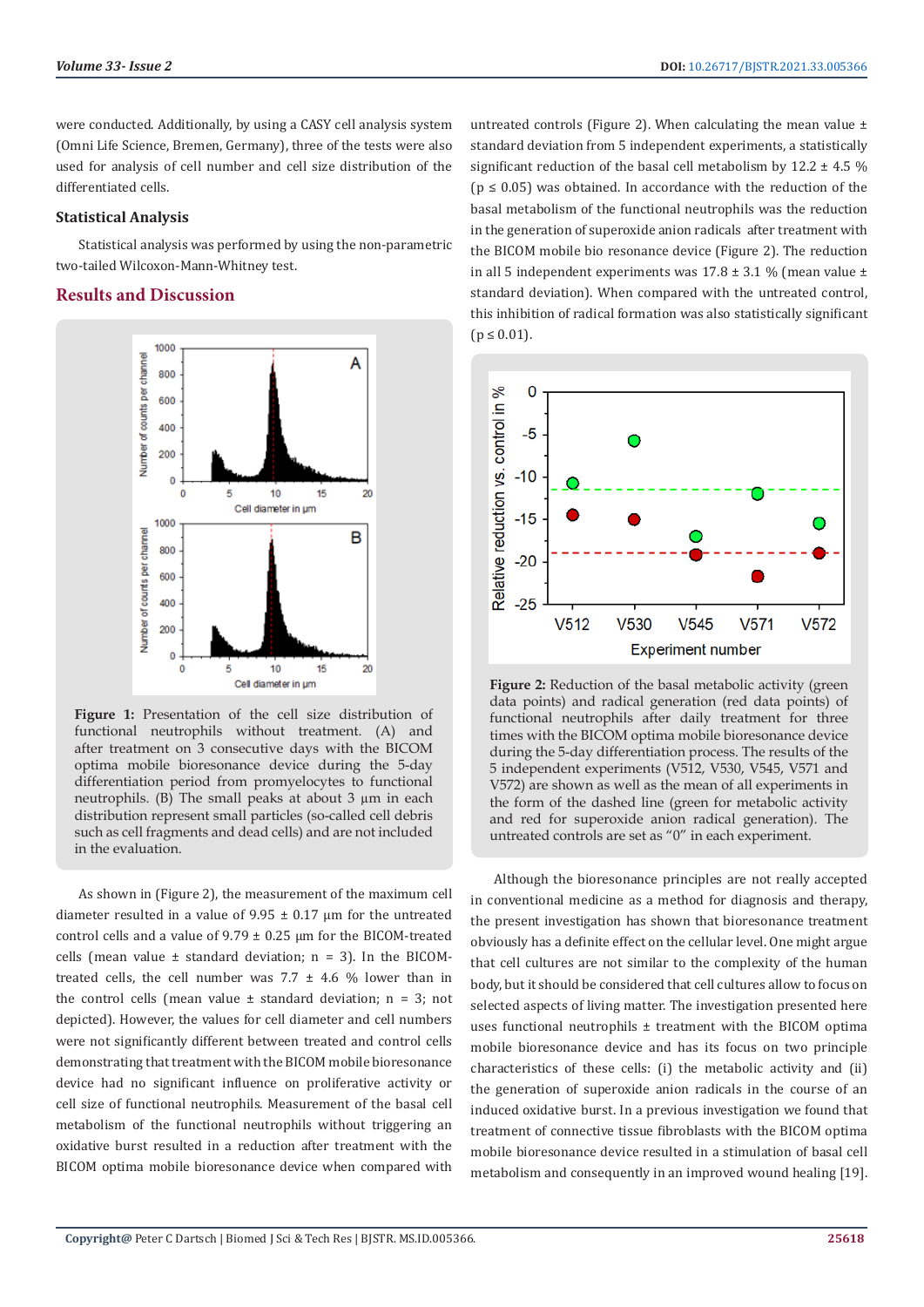were conducted. Additionally, by using a CASY cell analysis system (Omni Life Science, Bremen, Germany), three of the tests were also used for analysis of cell number and cell size distribution of the differentiated cells.

### Statistical Analysis

Statistical analysis was performed by using the non-parametric two-tailed Wilcoxon-Mann-Whitney test.

## Results and Discussion

**Figure 1:** Presentation of the cell size distribution of functional neutrophils without treatment. (A) and after treatment on 3 consecutive days with the BICOM optima mobile bioresonance device during the 5-day differentiation period from promyelocytes to functional neutrophils. (B) The small peaks at about 3 µm in each distribution represent small particles (so-called cell debris such as cell fragments and dead cells) and are not included in the evaluation.

As shown in (Figure 2), the measurement of the maximum cell diameter resulted in a value of 9.95 ± 0.17 µm for the untreated control cells and a value of 9.79 ± 0.25 µm for the BICOM-treated cells (mean value ± standard deviation; n = 3). In the BICOM-treated cells, the cell number was 7.7 ± 4.6 % lower than in the control cells (mean value ± standard deviation; n = 3; not depicted). However, the values for cell diameter and cell numbers were not significantly different between treated and control cells demonstrating that treatment with the BICOM mobile bioresonance device had no significant influence on proliferative activity or cell size of functional neutrophils. Measurement of the basal cell metabolism of the functional neutrophils without triggering an oxidative burst resulted in a reduction after treatment with the BICOM optima mobile bioresonance device when compared with untreated controls (Figure 2). When calculating the mean value ± standard deviation from 5 independent experiments, a statistically significant reduction of the basal cell metabolism by 12.2 ± 4.5 % ($p \leq 0.05$) was obtained. In accordance with the reduction of the basal metabolism of the functional neutrophils was the reduction in the generation of superoxide anion radicals after treatment with the BICOM mobile bio resonance device (Figure 2). The reduction in all 5 independent experiments was 17.8 ± 3.1 % (mean value ± standard deviation). When compared with the untreated control, this inhibition of radical formation was also statistically significant ($p \leq 0.01$).

**Figure 2:** Reduction of the basal metabolic activity (green data points) and radical generation (red data points) of functional neutrophils after daily treatment for three times with the BICOM optima mobile bioresonance device during the 5-day differentiation process. The results of the 5 independent experiments (V512, V530, V545, V571 and V572) are shown as well as the mean of all experiments in the form of the dashed line (green for metabolic activity and red for superoxide anion radical generation). The untreated controls are set as "0" in each experiment.

Although the bioresonance principles are not really accepted in conventional medicine as a method for diagnosis and therapy, the present investigation has shown that bioresonance treatment obviously has a definite effect on the cellular level. One might argue that cell cultures are not similar to the complexity of the human body, but it should be considered that cell cultures allow to focus on selected aspects of living matter. The investigation presented here uses functional neutrophils ± treatment with the BICOM optima mobile bioresonance device and has its focus on two principle characteristics of these cells: (i) the metabolic activity and (ii) the generation of superoxide anion radicals in the course of an induced oxidative burst. In a previous investigation we found that treatment of connective tissue fibroblasts with the BICOM optima mobile bioresonance device resulted in a stimulation of basal cell metabolism and consequently in an improved wound healing [19].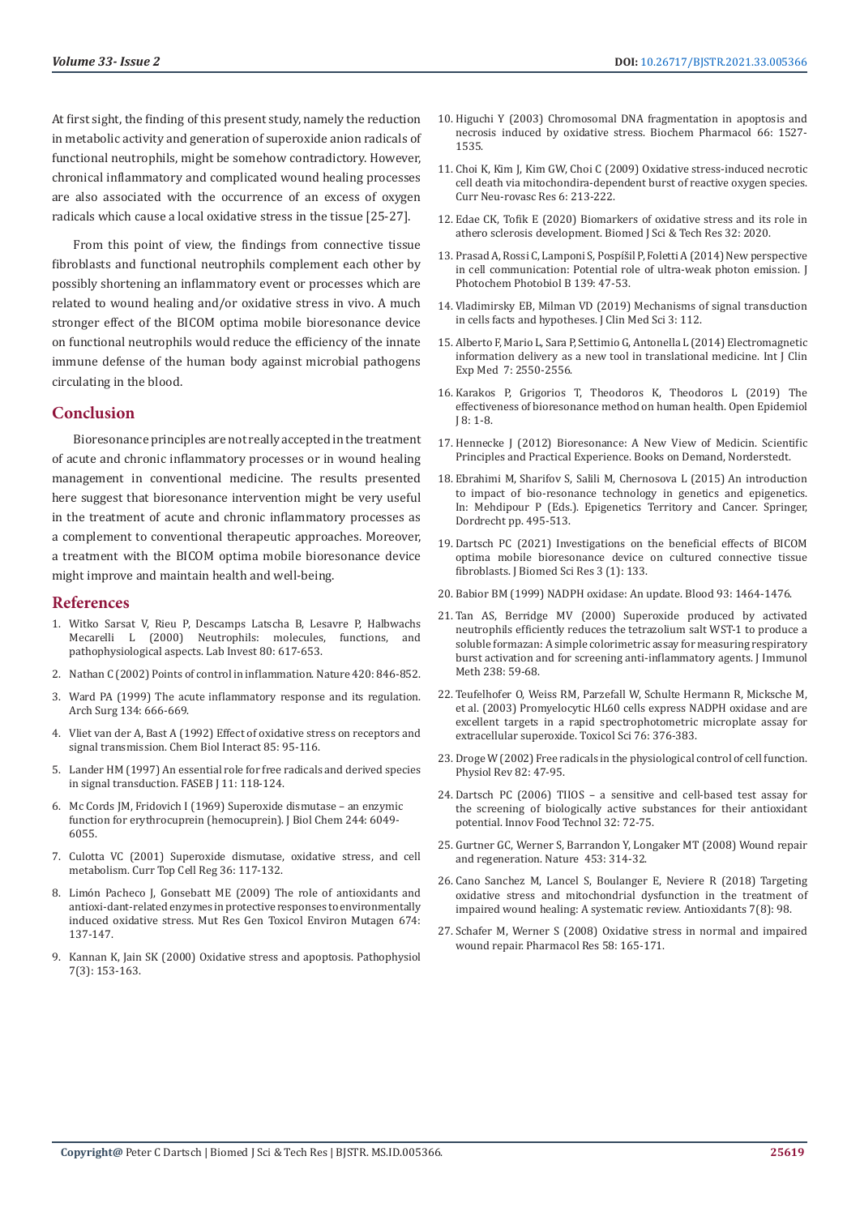At first sight, the finding of this present study, namely the reduction in metabolic activity and generation of superoxide anion radicals of functional neutrophils, might be somehow contradictory. However, chronical inflammatory and complicated wound healing processes are also associated with the occurrence of an excess of oxygen radicals which cause a local oxidative stress in the tissue [25-27].

From this point of view, the findings from connective tissue fibroblasts and functional neutrophils complement each other by possibly shortening an inflammatory event or processes which are related to wound healing and/or oxidative stress in vivo. A much stronger effect of the BICOM optima mobile bioresonance device on functional neutrophils would reduce the efficiency of the innate immune defense of the human body against microbial pathogens circulating in the blood.

## Conclusion

Bioresonance principles are not really accepted in the treatment of acute and chronic inflammatory processes or in wound healing management in conventional medicine. The results presented here suggest that bioresonance intervention might be very useful in the treatment of acute and chronic inflammatory processes as a complement to conventional therapeutic approaches. Moreover, a treatment with the BICOM optima mobile bioresonance device might improve and maintain health and well-being.

## References

1. Witko Sarsat V, Rieu P, Descamps Latscha B, Lesavre P, Halbwachs Mecarelli L (2000) Neutrophils: molecules, functions, and pathophysiological aspects. Lab Invest 80: 617-653.
2. Nathan C (2002) Points of control in inflammation. Nature 420: 846-852.
3. Ward PA (1999) The acute inflammatory response and its regulation. Arch Surg 134: 666-669.
4. Vliet van der A, Bast A (1992) Effect of oxidative stress on receptors and signal transmission. Chem Biol Interact 85: 95-116.
5. Lander HM (1997) An essential role for free radicals and derived species in signal transduction. FASEB J 11: 118-124.
6. Mc Cords JM, Fridovich I (1969) Superoxide dismutase – an enzymic function for erythrocuprein (hemocuprein). J Biol Chem 244: 6049-6055.
7. Culotta VC (2001) Superoxide dismutase, oxidative stress, and cell metabolism. Curr Top Cell Reg 36: 117-132.
8. Limón Pacheco J, Gonsebatt ME (2009) The role of antioxidants and antioxi-dant-related enzymes in protective responses to environmentally induced oxidative stress. Mut Res Gen Toxicol Environ Mutagen 674: 137-147.
9. Kannan K, Jain SK (2000) Oxidative stress and apoptosis. Pathophysiol 7(3): 153-163.
10. Higuchi Y (2003) Chromosomal DNA fragmentation in apoptosis and necrosis induced by oxidative stress. Biochem Pharmacol 66: 1527-1535.
11. Choi K, Kim J, Kim GW, Choi C (2009) Oxidative stress-induced necrotic cell death via mitochondira-dependent burst of reactive oxygen species. Curr Neu-rovasc Res 6: 213-222.
12. Edae CK, Tofik E (2020) Biomarkers of oxidative stress and its role in athero sclerosis development. Biomed J Sci & Tech Res 32: 2020.
13. Prasad A, Rossi C, Lamponi S, Pospíšil P, Foletti A (2014) New perspective in cell communication: Potential role of ultra-weak photon emission. J Photochem Photobiol B 139: 47-53.
14. Vladimirsky EB, Milman VD (2019) Mechanisms of signal transduction in cells facts and hypotheses. J Clin Med Sci 3: 112.
15. Alberto F, Mario L, Sara P, Settimio G, Antonella L (2014) Electromagnetic information delivery as a new tool in translational medicine. Int J Clin Exp Med 7: 2550-2556.
16. Karakos P, Grigorios T, Theodoros K, Theodoros L (2019) The effectiveness of bioresonance method on human health. Open Epidemiol J 8: 1-8.
17. Hennecke J (2012) Bioresonance: A New View of Medicin. Scientific Principles and Practical Experience. Books on Demand, Norderstedt.
18. Ebrahimi M, Sharifov S, Salili M, Chernosova L (2015) An introduction to impact of bio-resonance technology in genetics and epigenetics. In: Mehdipour P (Eds.). Epigenetics Territory and Cancer. Springer, Dordrecht pp. 495-513.
19. Dartsch PC (2021) Investigations on the beneficial effects of BICOM optima mobile bioresonance device on cultured connective tissue fibroblasts. J Biomed Sci Res 3 (1): 133.
20. Babior BM (1999) NADPH oxidase: An update. Blood 93: 1464-1476.
21. Tan AS, Berridge MV (2000) Superoxide produced by activated neutrophils efficiently reduces the tetrazolium salt WST-1 to produce a soluble formazan: A simple colorimetric assay for measuring respiratory burst activation and for screening anti-inflammatory agents. J Immunol Meth 238: 59-68.
22. Teufelhofer O, Weiss RM, Parzefall W, Schulte Hermann R, Micksche M, et al. (2003) Promyelocytic HL60 cells express NADPH oxidase and are excellent targets in a rapid spectrophotometric microplate assay for extracellular superoxide. Toxicol Sci 76: 376-383.
23. Droge W (2002) Free radicals in the physiological control of cell function. Physiol Rev 82: 47-95.
24. Dartsch PC (2006) TIIOS – a sensitive and cell-based test assay for the screening of biologically active substances for their antioxidant potential. Innov Food Technol 32: 72-75.
25. Gurtner GC, Werner S, Barrandon Y, Longaker MT (2008) Wound repair and regeneration. Nature 453: 314-32.
26. Cano Sanchez M, Lancel S, Boulanger E, Neviere R (2018) Targeting oxidative stress and mitochondrial dysfunction in the treatment of impaired wound healing: A systematic review. Antioxidants 7(8): 98.
27. Schafer M, Werner S (2008) Oxidative stress in normal and impaired wound repair. Pharmacol Res 58: 165-171.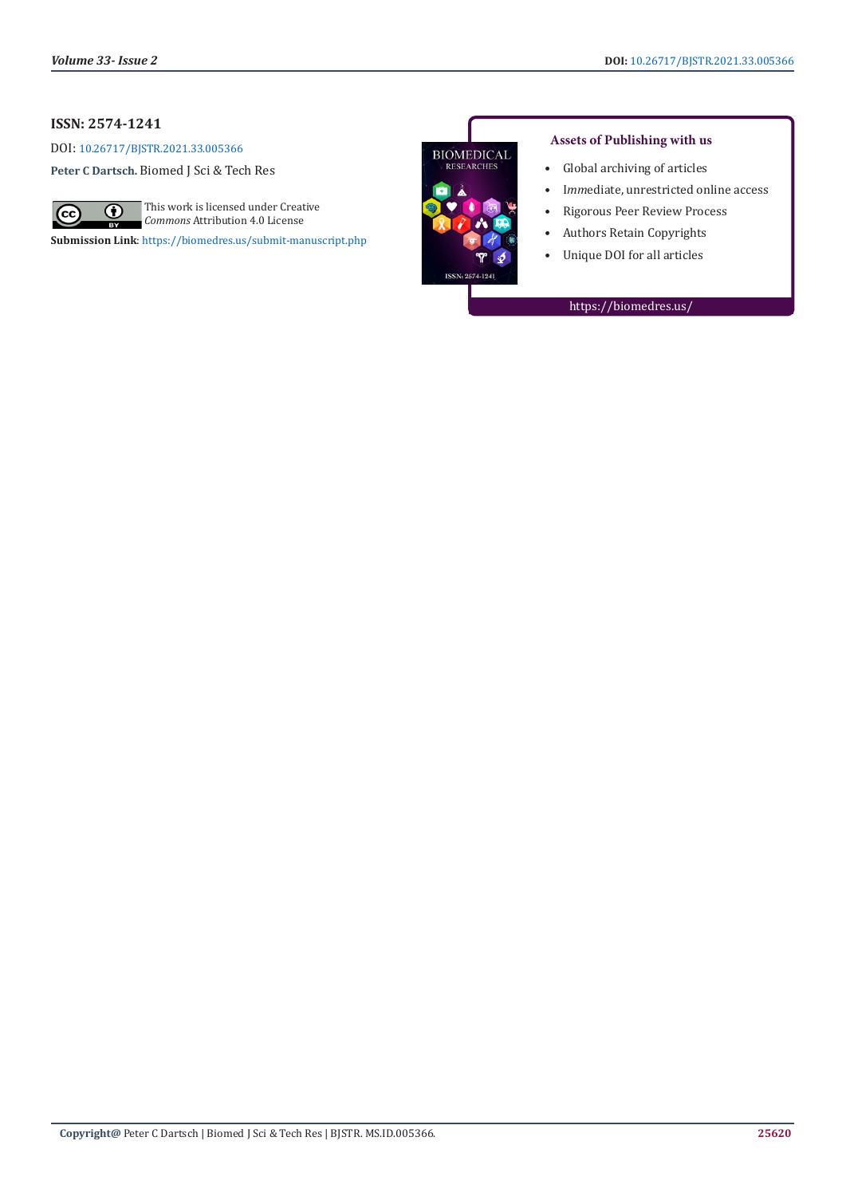**ISSN: 2574-1241**

DOI: 10.26717/BJSTR.2021.33.005366

**Peter C Dartsch.** Biomed J Sci & Tech Res

This work is licensed under Creative *Commons* Attribution 4.0 License

**Submission Link**: https://biomedres.us/submit-manuscript.php

### Assets of Publishing with us

- Global archiving of articles
- Immediate, unrestricted online access
- Rigorous Peer Review Process
- Authors Retain Copyrights
- Unique DOI for all articles

https://biomedres.us/